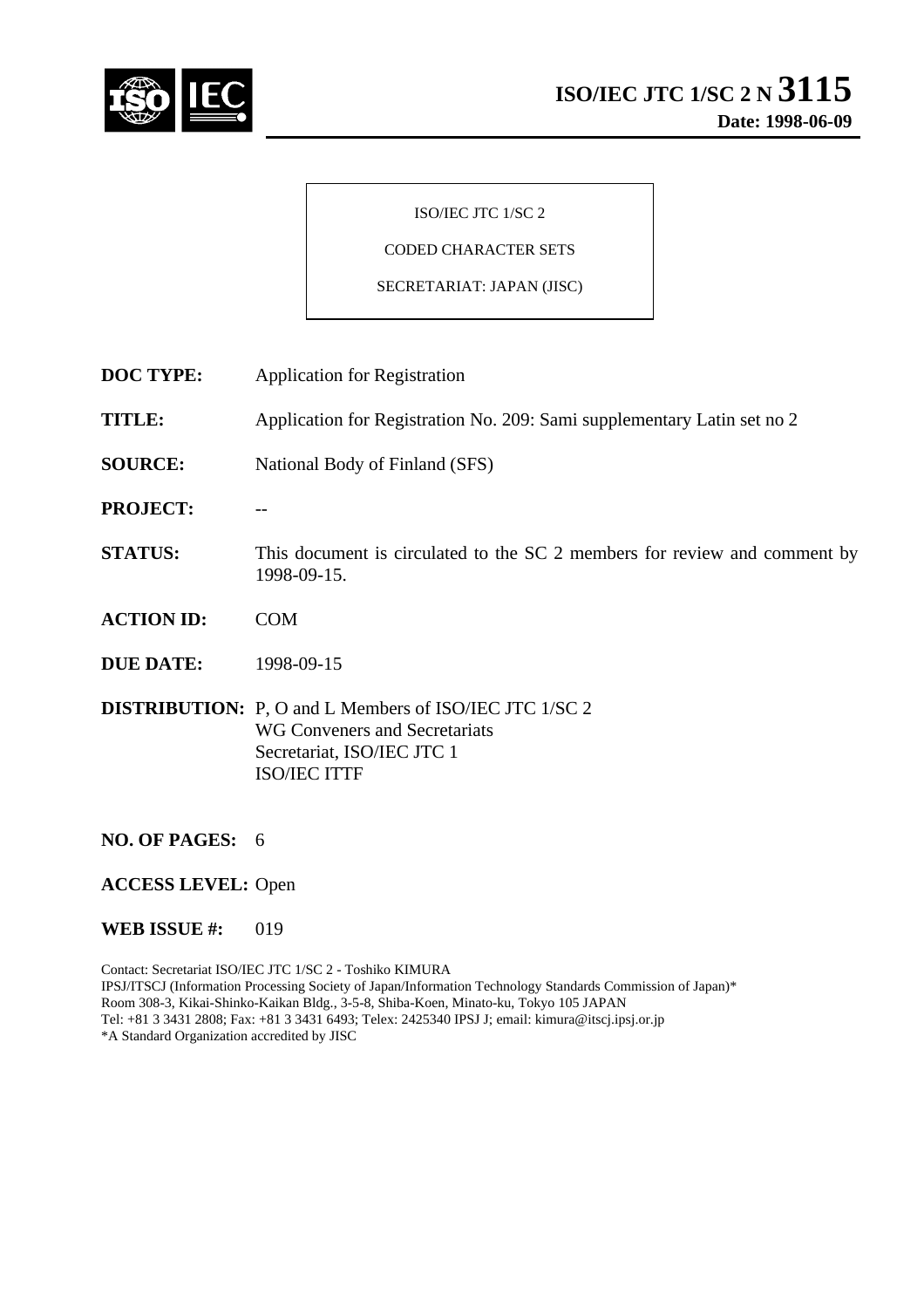# ISO/IEC JTC 1/SC 2 N 3115

**Date: 1998-06-09**

ISO/IEC JTC 1/SC 2

CODED CHARACTER SETS

SECRETARIAT: JAPAN (JISC)

**DOC TYPE:** Application for Registration

**TITLE:** Application for Registration No. 209: Sami supplementary Latin set no 2

**SOURCE:** National Body of Finland (SFS)

**PROJECT:** --

**STATUS:** This document is circulated to the SC 2 members for review and comment by 1998-09-15.

**ACTION ID:** COM

**DUE DATE:** 1998-09-15

**DISTRIBUTION:** P, O and L Members of ISO/IEC JTC 1/SC 2
WG Conveners and Secretariats
Secretariat, ISO/IEC JTC 1
ISO/IEC ITTF

**NO. OF PAGES:** 6

**ACCESS LEVEL:** Open

**WEB ISSUE #:** 019

Contact: Secretariat ISO/IEC JTC 1/SC 2 - Toshiko KIMURA
IPSJ/ITSCJ (Information Processing Society of Japan/Information Technology Standards Commission of Japan)*
Room 308-3, Kikai-Shinko-Kaikan Bldg., 3-5-8, Shiba-Koen, Minato-ku, Tokyo 105 JAPAN
Tel: +81 3 3431 2808; Fax: +81 3 3431 6493; Telex: 2425340 IPSJ J; email: kimura@itscj.ipsj.or.jp
*A Standard Organization accredited by JISC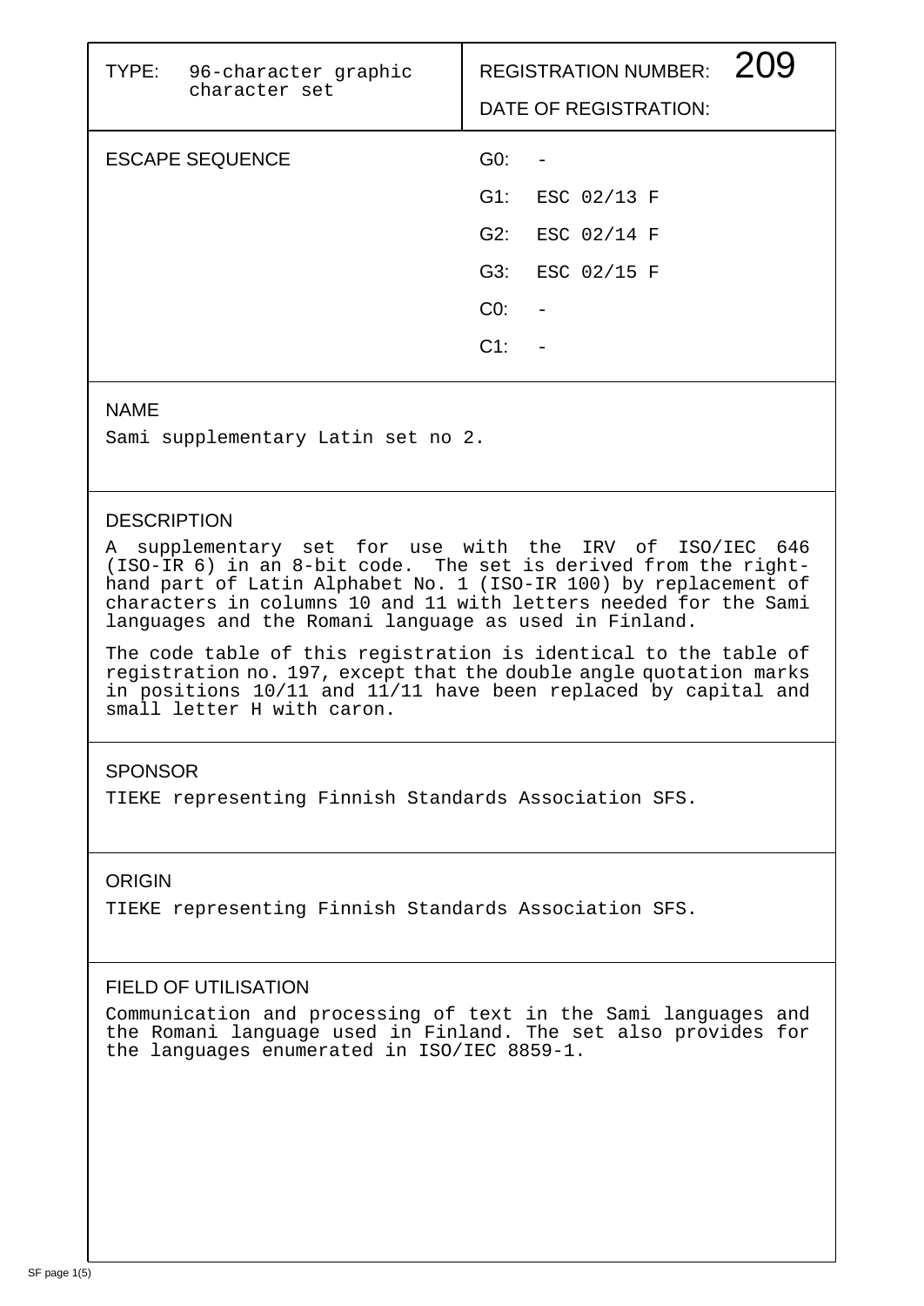| TYPE: 96-character graphic character set | REGISTRATION NUMBER: 209 |
| --- | --- |
| | DATE OF REGISTRATION: |

| ESCAPE SEQUENCE | |
| --- | --- |
| | G0: - |
| | G1: ESC 02/13 F |
| | G2: ESC 02/14 F |
| | G3: ESC 02/15 F |
| | C0: - |
| | C1: - |

## NAME

Sami supplementary Latin set no 2.

## DESCRIPTION

A supplementary set for use with the IRV of ISO/IEC 646 (ISO-IR 6) in an 8-bit code. The set is derived from the right-hand part of Latin Alphabet No. 1 (ISO-IR 100) by replacement of characters in columns 10 and 11 with letters needed for the Sami languages and the Romani language as used in Finland.

The code table of this registration is identical to the table of registration no. 197, except that the double angle quotation marks in positions 10/11 and 11/11 have been replaced by capital and small letter H with caron.

## SPONSOR

TIEKE representing Finnish Standards Association SFS.

## ORIGIN

TIEKE representing Finnish Standards Association SFS.

## FIELD OF UTILISATION

Communication and processing of text in the Sami languages and the Romani language used in Finland. The set also provides for the languages enumerated in ISO/IEC 8859-1.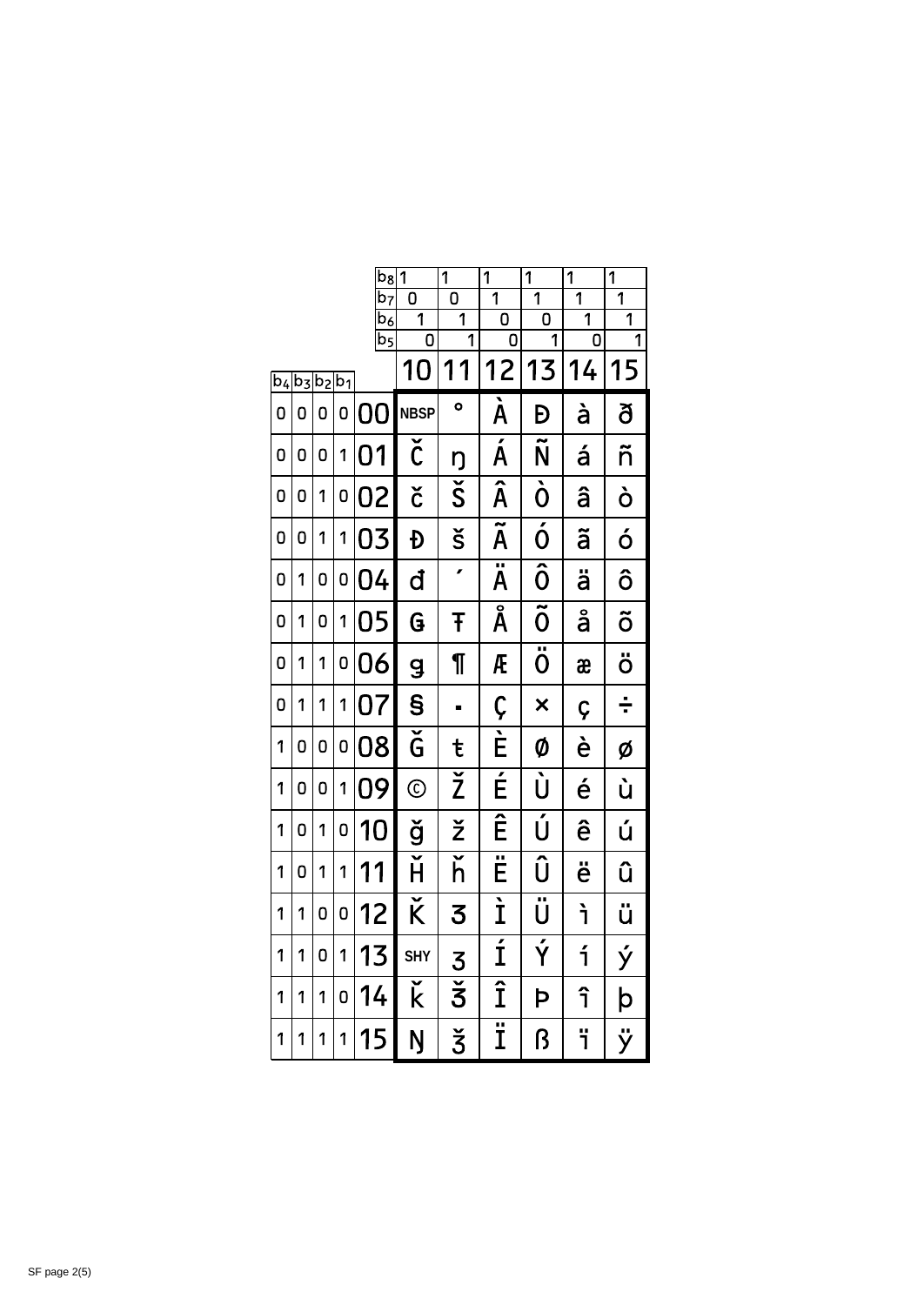| b4 | b3 | b2 | b1 | b8 / b7 / b6 / b5 | 1 / 0 / 1 / 0 | 1 / 0 / 1 / 1 | 1 / 1 / 0 / 0 | 1 / 1 / 0 / 1 | 1 / 1 / 1 / 0 | 1 / 1 / 1 / 1 |
|---|---|---|---|---|---|---|---|---|---|---|
| | | | | | 10 | 11 | 12 | 13 | 14 | 15 |
| 0 | 0 | 0 | 0 | 00 | NBSP | ° | À | Đ | à | ð |
| 0 | 0 | 0 | 1 | 01 | Č | ŋ | Á | Ñ | á | ñ |
| 0 | 0 | 1 | 0 | 02 | č | Š | Â | Ò | â | ò |
| 0 | 0 | 1 | 1 | 03 | Đ | š | Ã | Ó | ã | ó |
| 0 | 1 | 0 | 0 | 04 | đ | ´ | Ä | Ô | ä | ô |
| 0 | 1 | 0 | 1 | 05 | Ǥ | Ŧ | Å | Õ | å | õ |
| 0 | 1 | 1 | 0 | 06 | ǥ | ¶ | Æ | Ö | æ | ö |
| 0 | 1 | 1 | 1 | 07 | § | ▪ | Ç | × | ç | ÷ |
| 1 | 0 | 0 | 0 | 08 | Ǧ | ŧ | È | Ø | è | ø |
| 1 | 0 | 0 | 1 | 09 | © | Ž | É | Ù | é | ù |
| 1 | 0 | 1 | 0 | 10 | ǧ | ž | Ê | Ú | ê | ú |
| 1 | 0 | 1 | 1 | 11 | Ȟ | ȟ | Ë | Û | ë | û |
| 1 | 1 | 0 | 0 | 12 | Ǩ | Ʒ | Ì | Ü | ì | ü |
| 1 | 1 | 0 | 1 | 13 | SHY | ʒ | Í | Ý | í | ý |
| 1 | 1 | 1 | 0 | 14 | ǩ | Ǯ | Î | Þ | î | þ |
| 1 | 1 | 1 | 1 | 15 | Ŋ | ǯ | Ï | ß | ï | ÿ |

SF page 2(5)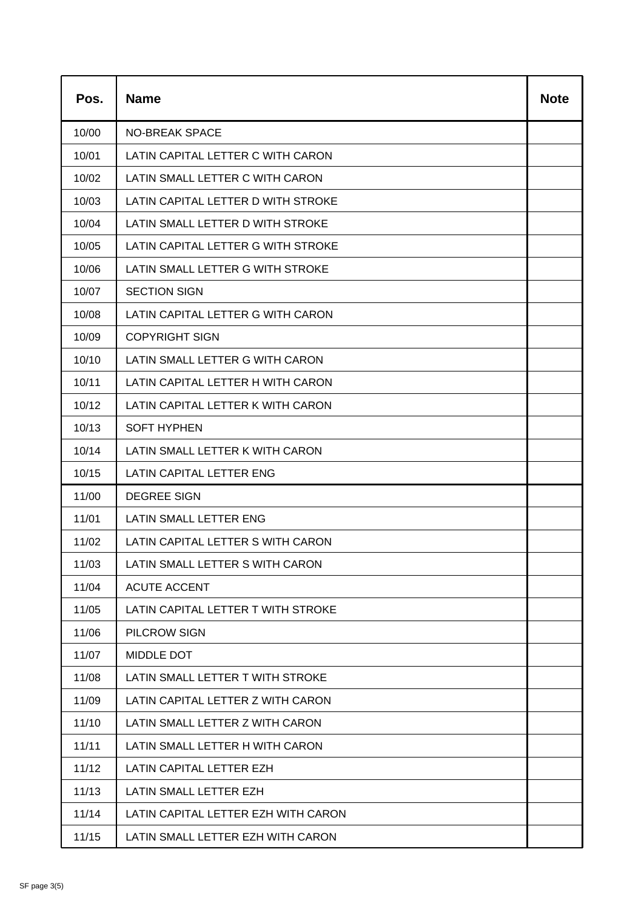| Pos. | Name | Note |
|---|---|---|
| 10/00 | NO-BREAK SPACE | |
| 10/01 | LATIN CAPITAL LETTER C WITH CARON | |
| 10/02 | LATIN SMALL LETTER C WITH CARON | |
| 10/03 | LATIN CAPITAL LETTER D WITH STROKE | |
| 10/04 | LATIN SMALL LETTER D WITH STROKE | |
| 10/05 | LATIN CAPITAL LETTER G WITH STROKE | |
| 10/06 | LATIN SMALL LETTER G WITH STROKE | |
| 10/07 | SECTION SIGN | |
| 10/08 | LATIN CAPITAL LETTER G WITH CARON | |
| 10/09 | COPYRIGHT SIGN | |
| 10/10 | LATIN SMALL LETTER G WITH CARON | |
| 10/11 | LATIN CAPITAL LETTER H WITH CARON | |
| 10/12 | LATIN CAPITAL LETTER K WITH CARON | |
| 10/13 | SOFT HYPHEN | |
| 10/14 | LATIN SMALL LETTER K WITH CARON | |
| 10/15 | LATIN CAPITAL LETTER ENG | |
| 11/00 | DEGREE SIGN | |
| 11/01 | LATIN SMALL LETTER ENG | |
| 11/02 | LATIN CAPITAL LETTER S WITH CARON | |
| 11/03 | LATIN SMALL LETTER S WITH CARON | |
| 11/04 | ACUTE ACCENT | |
| 11/05 | LATIN CAPITAL LETTER T WITH STROKE | |
| 11/06 | PILCROW SIGN | |
| 11/07 | MIDDLE DOT | |
| 11/08 | LATIN SMALL LETTER T WITH STROKE | |
| 11/09 | LATIN CAPITAL LETTER Z WITH CARON | |
| 11/10 | LATIN SMALL LETTER Z WITH CARON | |
| 11/11 | LATIN SMALL LETTER H WITH CARON | |
| 11/12 | LATIN CAPITAL LETTER EZH | |
| 11/13 | LATIN SMALL LETTER EZH | |
| 11/14 | LATIN CAPITAL LETTER EZH WITH CARON | |
| 11/15 | LATIN SMALL LETTER EZH WITH CARON | |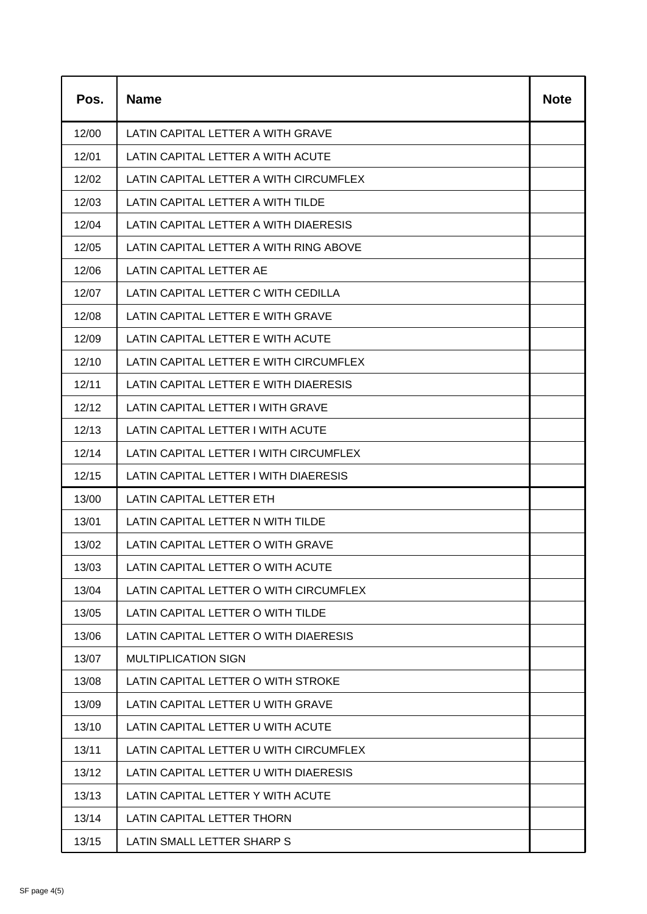| Pos. | Name | Note |
|---|---|---|
| 12/00 | LATIN CAPITAL LETTER A WITH GRAVE | |
| 12/01 | LATIN CAPITAL LETTER A WITH ACUTE | |
| 12/02 | LATIN CAPITAL LETTER A WITH CIRCUMFLEX | |
| 12/03 | LATIN CAPITAL LETTER A WITH TILDE | |
| 12/04 | LATIN CAPITAL LETTER A WITH DIAERESIS | |
| 12/05 | LATIN CAPITAL LETTER A WITH RING ABOVE | |
| 12/06 | LATIN CAPITAL LETTER AE | |
| 12/07 | LATIN CAPITAL LETTER C WITH CEDILLA | |
| 12/08 | LATIN CAPITAL LETTER E WITH GRAVE | |
| 12/09 | LATIN CAPITAL LETTER E WITH ACUTE | |
| 12/10 | LATIN CAPITAL LETTER E WITH CIRCUMFLEX | |
| 12/11 | LATIN CAPITAL LETTER E WITH DIAERESIS | |
| 12/12 | LATIN CAPITAL LETTER I WITH GRAVE | |
| 12/13 | LATIN CAPITAL LETTER I WITH ACUTE | |
| 12/14 | LATIN CAPITAL LETTER I WITH CIRCUMFLEX | |
| 12/15 | LATIN CAPITAL LETTER I WITH DIAERESIS | |
| 13/00 | LATIN CAPITAL LETTER ETH | |
| 13/01 | LATIN CAPITAL LETTER N WITH TILDE | |
| 13/02 | LATIN CAPITAL LETTER O WITH GRAVE | |
| 13/03 | LATIN CAPITAL LETTER O WITH ACUTE | |
| 13/04 | LATIN CAPITAL LETTER O WITH CIRCUMFLEX | |
| 13/05 | LATIN CAPITAL LETTER O WITH TILDE | |
| 13/06 | LATIN CAPITAL LETTER O WITH DIAERESIS | |
| 13/07 | MULTIPLICATION SIGN | |
| 13/08 | LATIN CAPITAL LETTER O WITH STROKE | |
| 13/09 | LATIN CAPITAL LETTER U WITH GRAVE | |
| 13/10 | LATIN CAPITAL LETTER U WITH ACUTE | |
| 13/11 | LATIN CAPITAL LETTER U WITH CIRCUMFLEX | |
| 13/12 | LATIN CAPITAL LETTER U WITH DIAERESIS | |
| 13/13 | LATIN CAPITAL LETTER Y WITH ACUTE | |
| 13/14 | LATIN CAPITAL LETTER THORN | |
| 13/15 | LATIN SMALL LETTER SHARP S | |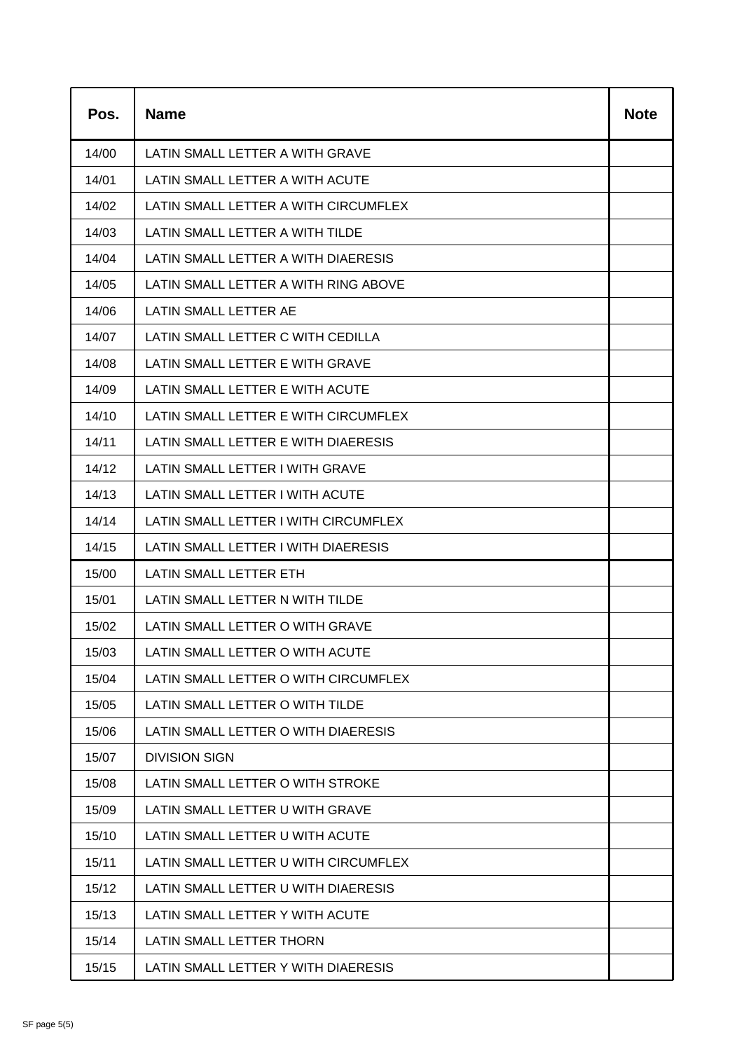| Pos. | Name | Note |
|---|---|---|
| 14/00 | LATIN SMALL LETTER A WITH GRAVE | |
| 14/01 | LATIN SMALL LETTER A WITH ACUTE | |
| 14/02 | LATIN SMALL LETTER A WITH CIRCUMFLEX | |
| 14/03 | LATIN SMALL LETTER A WITH TILDE | |
| 14/04 | LATIN SMALL LETTER A WITH DIAERESIS | |
| 14/05 | LATIN SMALL LETTER A WITH RING ABOVE | |
| 14/06 | LATIN SMALL LETTER AE | |
| 14/07 | LATIN SMALL LETTER C WITH CEDILLA | |
| 14/08 | LATIN SMALL LETTER E WITH GRAVE | |
| 14/09 | LATIN SMALL LETTER E WITH ACUTE | |
| 14/10 | LATIN SMALL LETTER E WITH CIRCUMFLEX | |
| 14/11 | LATIN SMALL LETTER E WITH DIAERESIS | |
| 14/12 | LATIN SMALL LETTER I WITH GRAVE | |
| 14/13 | LATIN SMALL LETTER I WITH ACUTE | |
| 14/14 | LATIN SMALL LETTER I WITH CIRCUMFLEX | |
| 14/15 | LATIN SMALL LETTER I WITH DIAERESIS | |
| 15/00 | LATIN SMALL LETTER ETH | |
| 15/01 | LATIN SMALL LETTER N WITH TILDE | |
| 15/02 | LATIN SMALL LETTER O WITH GRAVE | |
| 15/03 | LATIN SMALL LETTER O WITH ACUTE | |
| 15/04 | LATIN SMALL LETTER O WITH CIRCUMFLEX | |
| 15/05 | LATIN SMALL LETTER O WITH TILDE | |
| 15/06 | LATIN SMALL LETTER O WITH DIAERESIS | |
| 15/07 | DIVISION SIGN | |
| 15/08 | LATIN SMALL LETTER O WITH STROKE | |
| 15/09 | LATIN SMALL LETTER U WITH GRAVE | |
| 15/10 | LATIN SMALL LETTER U WITH ACUTE | |
| 15/11 | LATIN SMALL LETTER U WITH CIRCUMFLEX | |
| 15/12 | LATIN SMALL LETTER U WITH DIAERESIS | |
| 15/13 | LATIN SMALL LETTER Y WITH ACUTE | |
| 15/14 | LATIN SMALL LETTER THORN | |
| 15/15 | LATIN SMALL LETTER Y WITH DIAERESIS | |